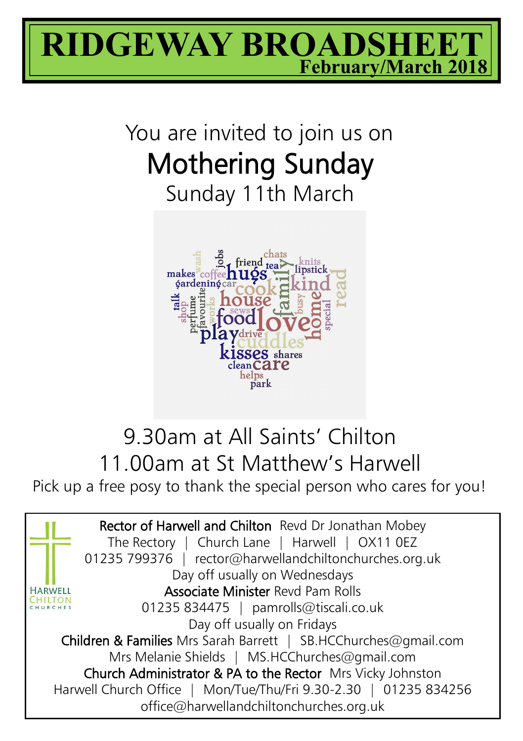# RIDGEWAY BROADSHEET

**February/March 2018**

You are invited to join us on

## Mothering Sunday

Sunday 11th March

9.30am at All Saints' Chilton
11.00am at St Matthew's Harwell

Pick up a free posy to thank the special person who cares for you!

HARWELL CHILTON CHURCHES

**Rector of Harwell and Chilton** Revd Dr Jonathan Mobey
The Rectory | Church Lane | Harwell | OX11 0EZ
01235 799376 | rector@harwellandchiltonchurches.org.uk
Day off usually on Wednesdays

**Associate Minister** Revd Pam Rolls
01235 834475 | pamrolls@tiscali.co.uk
Day off usually on Fridays

**Children & Families** Mrs Sarah Barrett | SB.HCChurches@gmail.com
Mrs Melanie Shields | MS.HCChurches@gmail.com

**Church Administrator & PA to the Rector** Mrs Vicky Johnston
Harwell Church Office | Mon/Tue/Thu/Fri 9.30-2.30 | 01235 834256
office@harwellandchiltonchurches.org.uk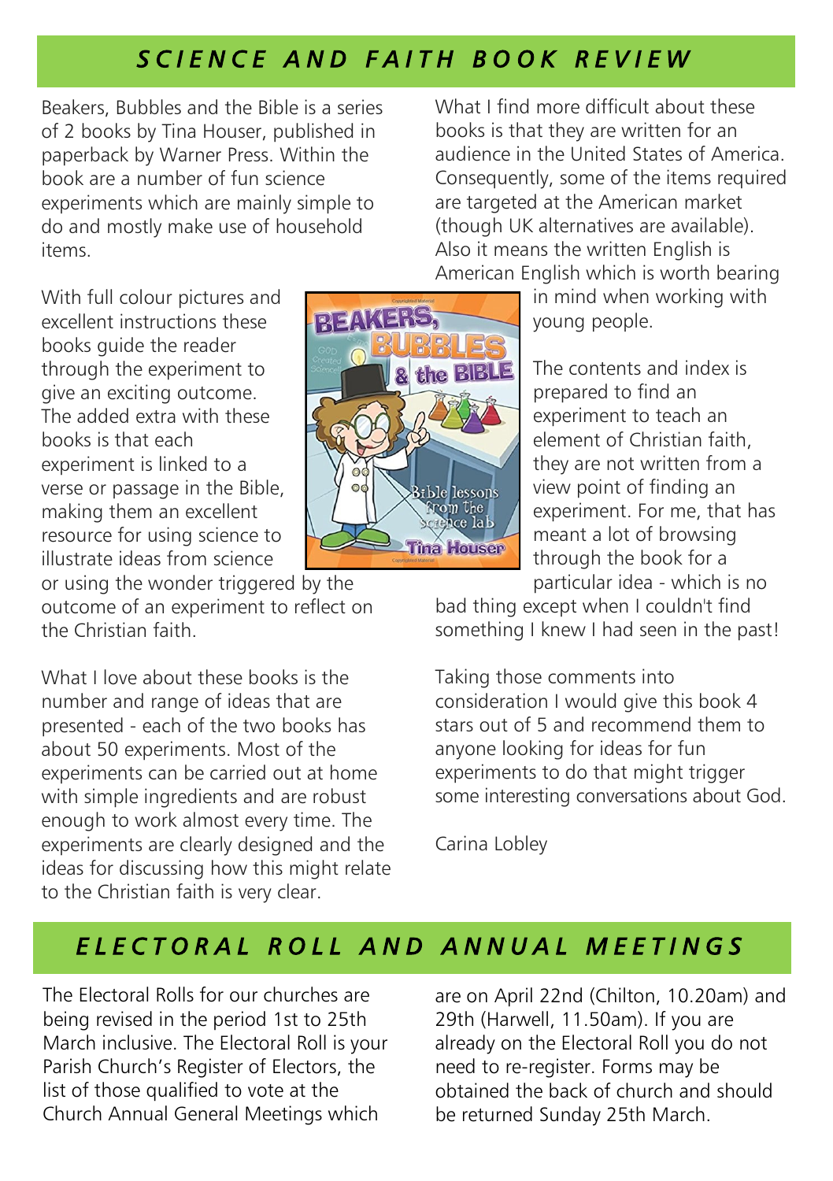## SCIENCE AND FAITH BOOK REVIEW

Beakers, Bubbles and the Bible is a series of 2 books by Tina Houser, published in paperback by Warner Press. Within the book are a number of fun science experiments which are mainly simple to do and mostly make use of household items.

With full colour pictures and excellent instructions these books guide the reader through the experiment to give an exciting outcome. The added extra with these books is that each experiment is linked to a verse or passage in the Bible, making them an excellent resource for using science to illustrate ideas from science or using the wonder triggered by the outcome of an experiment to reflect on the Christian faith.

What I love about these books is the number and range of ideas that are presented - each of the two books has about 50 experiments. Most of the experiments can be carried out at home with simple ingredients and are robust enough to work almost every time. The experiments are clearly designed and the ideas for discussing how this might relate to the Christian faith is very clear.

What I find more difficult about these books is that they are written for an audience in the United States of America. Consequently, some of the items required are targeted at the American market (though UK alternatives are available). Also it means the written English is American English which is worth bearing in mind when working with young people.

The contents and index is prepared to find an experiment to teach an element of Christian faith, they are not written from a view point of finding an experiment. For me, that has meant a lot of browsing through the book for a particular idea - which is no bad thing except when I couldn't find something I knew I had seen in the past!

Taking those comments into consideration I would give this book 4 stars out of 5 and recommend them to anyone looking for ideas for fun experiments to do that might trigger some interesting conversations about God.

Carina Lobley

## ELECTORAL ROLL AND ANNUAL MEETINGS

The Electoral Rolls for our churches are being revised in the period 1st to 25th March inclusive. The Electoral Roll is your Parish Church's Register of Electors, the list of those qualified to vote at the Church Annual General Meetings which are on April 22nd (Chilton, 10.20am) and 29th (Harwell, 11.50am). If you are already on the Electoral Roll you do not need to re-register. Forms may be obtained the back of church and should be returned Sunday 25th March.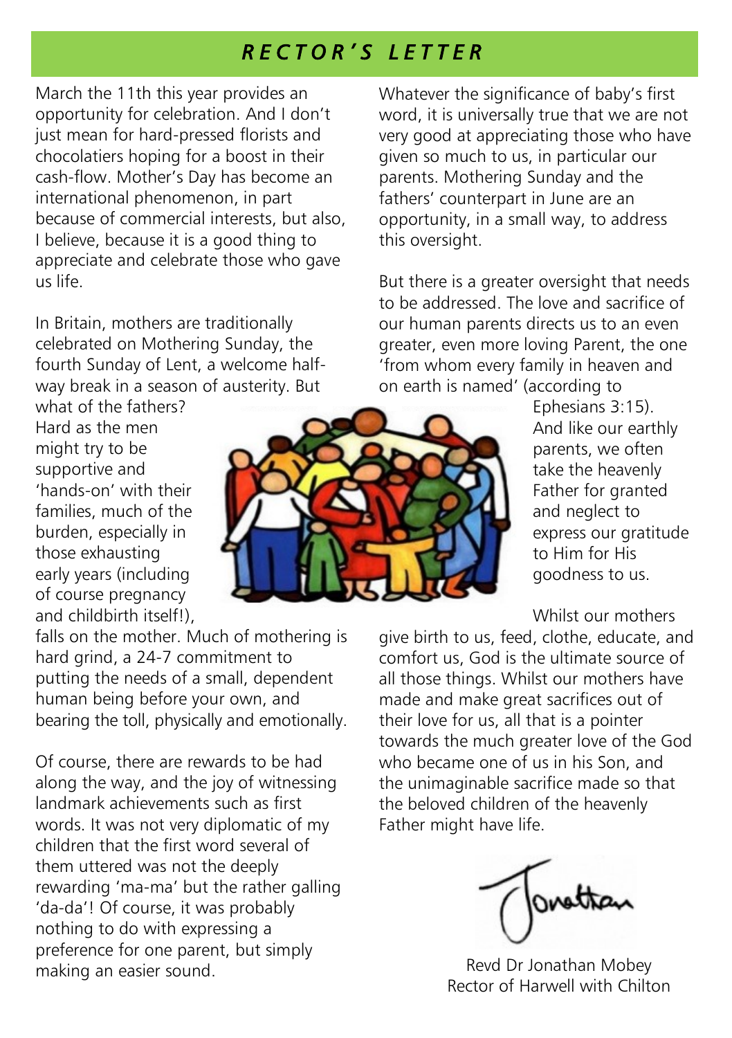# *RECTOR'S LETTER*

March the 11th this year provides an opportunity for celebration. And I don't just mean for hard-pressed florists and chocolatiers hoping for a boost in their cash-flow. Mother's Day has become an international phenomenon, in part because of commercial interests, but also, I believe, because it is a good thing to appreciate and celebrate those who gave us life.

In Britain, mothers are traditionally celebrated on Mothering Sunday, the fourth Sunday of Lent, a welcome half-way break in a season of austerity. But what of the fathers? Hard as the men might try to be supportive and 'hands-on' with their families, much of the burden, especially in those exhausting early years (including of course pregnancy and childbirth itself!), falls on the mother. Much of mothering is hard grind, a 24-7 commitment to putting the needs of a small, dependent human being before your own, and bearing the toll, physically and emotionally.

Of course, there are rewards to be had along the way, and the joy of witnessing landmark achievements such as first words. It was not very diplomatic of my children that the first word several of them uttered was not the deeply rewarding 'ma-ma' but the rather galling 'da-da'! Of course, it was probably nothing to do with expressing a preference for one parent, but simply making an easier sound.

Whatever the significance of baby's first word, it is universally true that we are not very good at appreciating those who have given so much to us, in particular our parents. Mothering Sunday and the fathers' counterpart in June are an opportunity, in a small way, to address this oversight.

But there is a greater oversight that needs to be addressed. The love and sacrifice of our human parents directs us to an even greater, even more loving Parent, the one 'from whom every family in heaven and on earth is named' (according to Ephesians 3:15). And like our earthly parents, we often take the heavenly Father for granted and neglect to express our gratitude to Him for His goodness to us.

Whilst our mothers give birth to us, feed, clothe, educate, and comfort us, God is the ultimate source of all those things. Whilst our mothers have made and make great sacrifices out of their love for us, all that is a pointer towards the much greater love of the God who became one of us in his Son, and the unimaginable sacrifice made so that the beloved children of the heavenly Father might have life.

Jonathan

Revd Dr Jonathan Mobey
Rector of Harwell with Chilton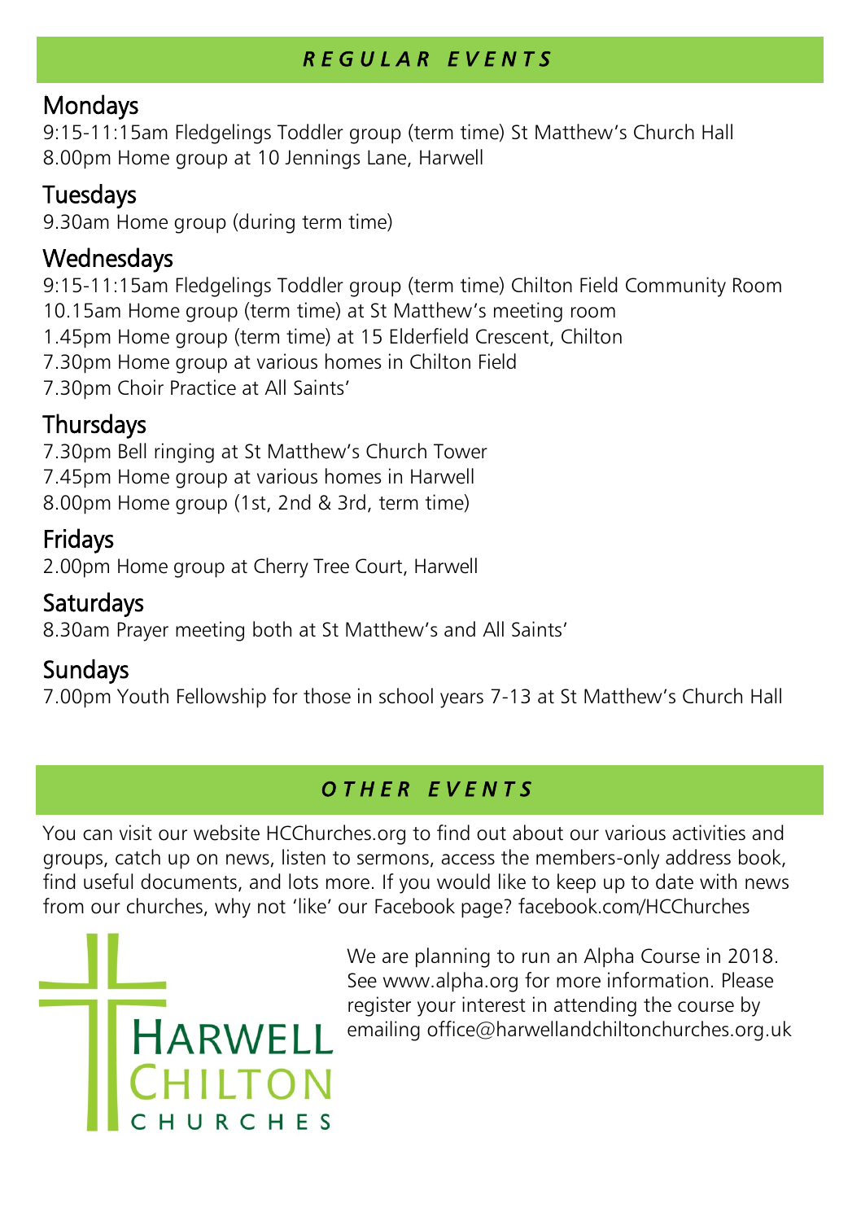## *REGULAR EVENTS*

### Mondays

9:15-11:15am Fledgelings Toddler group (term time) St Matthew's Church Hall
8.00pm Home group at 10 Jennings Lane, Harwell

### Tuesdays

9.30am Home group (during term time)

### Wednesdays

9:15-11:15am Fledgelings Toddler group (term time) Chilton Field Community Room
10.15am Home group (term time) at St Matthew's meeting room
1.45pm Home group (term time) at 15 Elderfield Crescent, Chilton
7.30pm Home group at various homes in Chilton Field
7.30pm Choir Practice at All Saints'

### Thursdays

7.30pm Bell ringing at St Matthew's Church Tower
7.45pm Home group at various homes in Harwell
8.00pm Home group (1st, 2nd & 3rd, term time)

### Fridays

2.00pm Home group at Cherry Tree Court, Harwell

### Saturdays

8.30am Prayer meeting both at St Matthew's and All Saints'

### Sundays

7.00pm Youth Fellowship for those in school years 7-13 at St Matthew's Church Hall

## *OTHER EVENTS*

You can visit our website HCChurches.org to find out about our various activities and groups, catch up on news, listen to sermons, access the members-only address book, find useful documents, and lots more. If you would like to keep up to date with news from our churches, why not 'like' our Facebook page? facebook.com/HCChurches

HARWELL CHILTON CHURCHES

We are planning to run an Alpha Course in 2018. See www.alpha.org for more information. Please register your interest in attending the course by emailing office@harwellandchiltonchurches.org.uk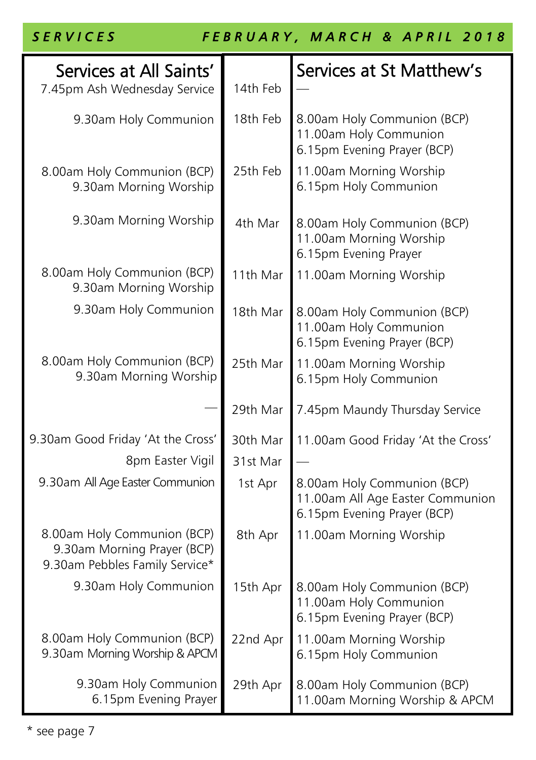## SERVICES FEBRUARY, MARCH & APRIL 2018

| Services at All Saints' | | Services at St Matthew's |
|---|---|---|
| 7.45pm Ash Wednesday Service | 14th Feb | — |
| 9.30am Holy Communion | 18th Feb | 8.00am Holy Communion (BCP)<br>11.00am Holy Communion<br>6.15pm Evening Prayer (BCP) |
| 8.00am Holy Communion (BCP)<br>9.30am Morning Worship | 25th Feb | 11.00am Morning Worship<br>6.15pm Holy Communion |
| 9.30am Morning Worship | 4th Mar | 8.00am Holy Communion (BCP)<br>11.00am Morning Worship<br>6.15pm Evening Prayer |
| 8.00am Holy Communion (BCP)<br>9.30am Morning Worship | 11th Mar | 11.00am Morning Worship |
| 9.30am Holy Communion | 18th Mar | 8.00am Holy Communion (BCP)<br>11.00am Holy Communion<br>6.15pm Evening Prayer (BCP) |
| 8.00am Holy Communion (BCP)<br>9.30am Morning Worship | 25th Mar | 11.00am Morning Worship<br>6.15pm Holy Communion |
| — | 29th Mar | 7.45pm Maundy Thursday Service |
| 9.30am Good Friday 'At the Cross' | 30th Mar | 11.00am Good Friday 'At the Cross' |
| 8pm Easter Vigil | 31st Mar | — |
| 9.30am All Age Easter Communion | 1st Apr | 8.00am Holy Communion (BCP)<br>11.00am All Age Easter Communion<br>6.15pm Evening Prayer (BCP) |
| 8.00am Holy Communion (BCP)<br>9.30am Morning Prayer (BCP)<br>9.30am Pebbles Family Service* | 8th Apr | 11.00am Morning Worship |
| 9.30am Holy Communion | 15th Apr | 8.00am Holy Communion (BCP)<br>11.00am Holy Communion<br>6.15pm Evening Prayer (BCP) |
| 8.00am Holy Communion (BCP)<br>9.30am Morning Worship & APCM | 22nd Apr | 11.00am Morning Worship<br>6.15pm Holy Communion |
| 9.30am Holy Communion<br>6.15pm Evening Prayer | 29th Apr | 8.00am Holy Communion (BCP)<br>11.00am Morning Worship & APCM |

* see page 7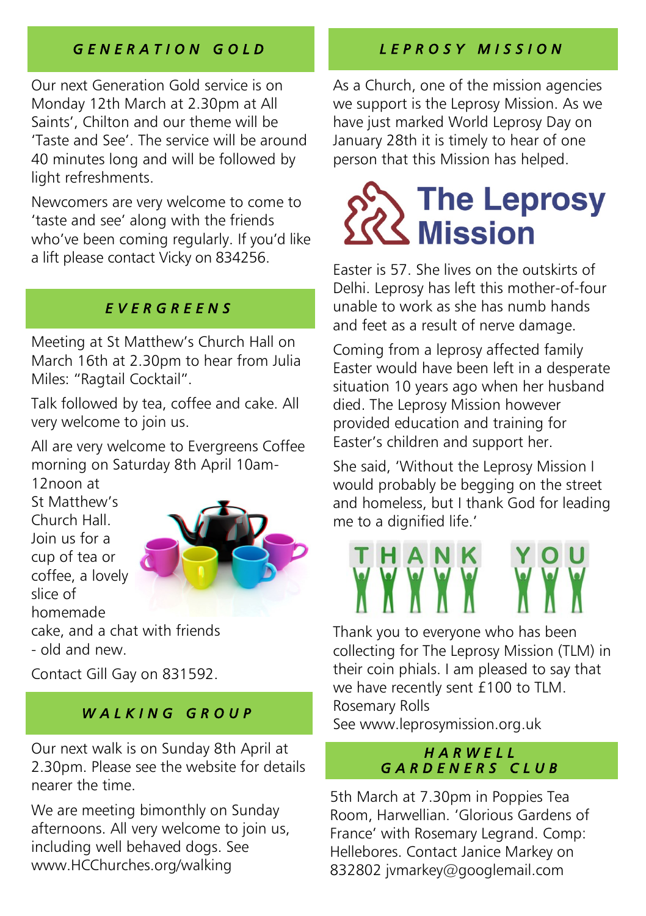## GENERATION GOLD

Our next Generation Gold service is on Monday 12th March at 2.30pm at All Saints', Chilton and our theme will be 'Taste and See'. The service will be around 40 minutes long and will be followed by light refreshments.

Newcomers are very welcome to come to 'taste and see' along with the friends who've been coming regularly. If you'd like a lift please contact Vicky on 834256.

## EVERGREENS

Meeting at St Matthew's Church Hall on March 16th at 2.30pm to hear from Julia Miles: "Ragtail Cocktail".

Talk followed by tea, coffee and cake. All very welcome to join us.

All are very welcome to Evergreens Coffee morning on Saturday 8th April 10am-12noon at St Matthew's Church Hall. Join us for a cup of tea or coffee, a lovely slice of homemade cake, and a chat with friends - old and new.

Contact Gill Gay on 831592.

## WALKING GROUP

Our next walk is on Sunday 8th April at 2.30pm. Please see the website for details nearer the time.

We are meeting bimonthly on Sunday afternoons. All very welcome to join us, including well behaved dogs. See www.HCChurches.org/walking

## LEPROSY MISSION

As a Church, one of the mission agencies we support is the Leprosy Mission. As we have just marked World Leprosy Day on January 28th it is timely to hear of one person that this Mission has helped.

The Leprosy Mission

Easter is 57. She lives on the outskirts of Delhi. Leprosy has left this mother-of-four unable to work as she has numb hands and feet as a result of nerve damage.

Coming from a leprosy affected family Easter would have been left in a desperate situation 10 years ago when her husband died. The Leprosy Mission however provided education and training for Easter's children and support her.

She said, 'Without the Leprosy Mission I would probably be begging on the street and homeless, but I thank God for leading me to a dignified life.'

THANK YOU

Thank you to everyone who has been collecting for The Leprosy Mission (TLM) in their coin phials. I am pleased to say that we have recently sent £100 to TLM.
Rosemary Rolls
See www.leprosymission.org.uk

## HARWELL GARDENERS CLUB

5th March at 7.30pm in Poppies Tea Room, Harwellian. 'Glorious Gardens of France' with Rosemary Legrand. Comp: Hellebores. Contact Janice Markey on 832802 jvmarkey@googlemail.com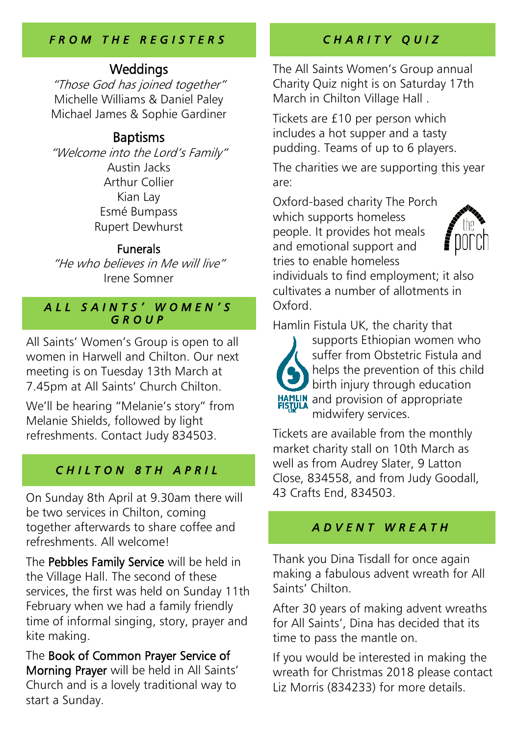## FROM THE REGISTERS

### Weddings

*"Those God has joined together"*

Michelle Williams & Daniel Paley

Michael James & Sophie Gardiner

### Baptisms

*"Welcome into the Lord's Family"*

Austin Jacks

Arthur Collier

Kian Lay

Esmé Bumpass

Rupert Dewhurst

### Funerals

*"He who believes in Me will live"*

Irene Somner

## ALL SAINTS' WOMEN'S GROUP

All Saints' Women's Group is open to all women in Harwell and Chilton. Our next meeting is on Tuesday 13th March at 7.45pm at All Saints' Church Chilton.

We'll be hearing "Melanie's story" from Melanie Shields, followed by light refreshments. Contact Judy 834503.

## CHILTON 8TH APRIL

On Sunday 8th April at 9.30am there will be two services in Chilton, coming together afterwards to share coffee and refreshments. All welcome!

The **Pebbles Family Service** will be held in the Village Hall. The second of these services, the first was held on Sunday 11th February when we had a family friendly time of informal singing, story, prayer and kite making.

The **Book of Common Prayer Service of Morning Prayer** will be held in All Saints' Church and is a lovely traditional way to start a Sunday.

## CHARITY QUIZ

The All Saints Women's Group annual Charity Quiz night is on Saturday 17th March in Chilton Village Hall .

Tickets are £10 per person which includes a hot supper and a tasty pudding. Teams of up to 6 players.

The charities we are supporting this year are:

Oxford-based charity The Porch which supports homeless people. It provides hot meals and emotional support and tries to enable homeless individuals to find employment; it also cultivates a number of allotments in Oxford.

Hamlin Fistula UK, the charity that supports Ethiopian women who suffer from Obstetric Fistula and helps the prevention of this child birth injury through education and provision of appropriate midwifery services.

Tickets are available from the monthly market charity stall on 10th March as well as from Audrey Slater, 9 Latton Close, 834558, and from Judy Goodall, 43 Crafts End, 834503.

## ADVENT WREATH

Thank you Dina Tisdall for once again making a fabulous advent wreath for All Saints' Chilton.

After 30 years of making advent wreaths for All Saints', Dina has decided that its time to pass the mantle on.

If you would be interested in making the wreath for Christmas 2018 please contact Liz Morris (834233) for more details.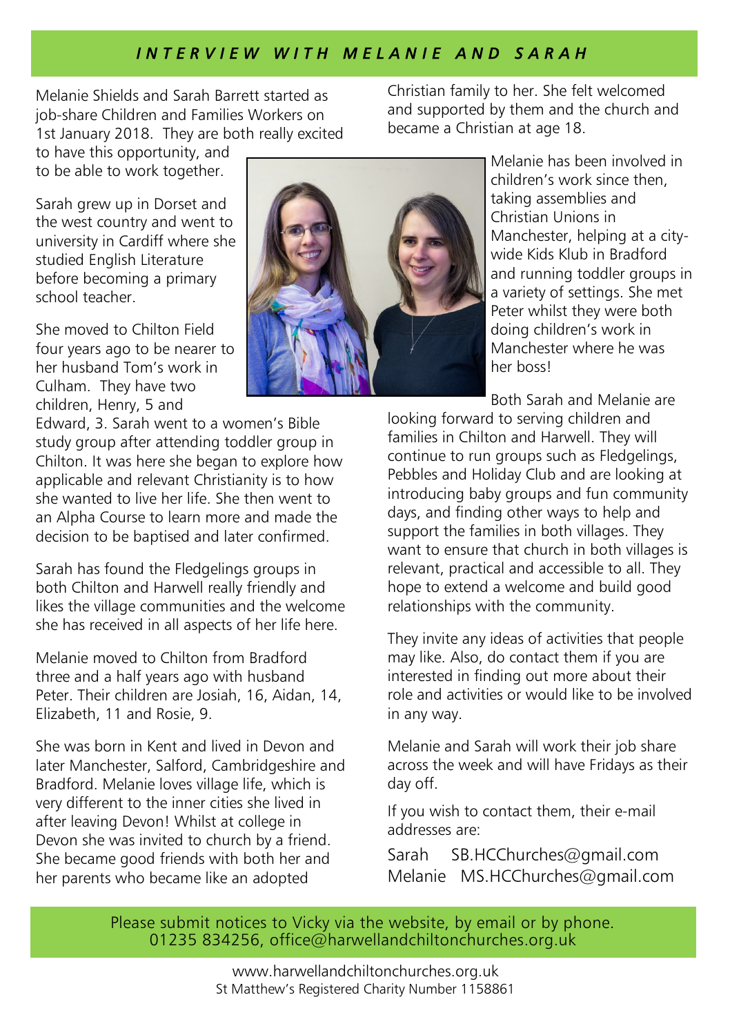## INTERVIEW WITH MELANIE AND SARAH

Melanie Shields and Sarah Barrett started as job-share Children and Families Workers on 1st January 2018. They are both really excited to have this opportunity, and to be able to work together.

Sarah grew up in Dorset and the west country and went to university in Cardiff where she studied English Literature before becoming a primary school teacher.

She moved to Chilton Field four years ago to be nearer to her husband Tom's work in Culham. They have two children, Henry, 5 and Edward, 3. Sarah went to a women's Bible study group after attending toddler group in Chilton. It was here she began to explore how applicable and relevant Christianity is to how she wanted to live her life. She then went to an Alpha Course to learn more and made the decision to be baptised and later confirmed.

Sarah has found the Fledgelings groups in both Chilton and Harwell really friendly and likes the village communities and the welcome she has received in all aspects of her life here.

Melanie moved to Chilton from Bradford three and a half years ago with husband Peter. Their children are Josiah, 16, Aidan, 14, Elizabeth, 11 and Rosie, 9.

She was born in Kent and lived in Devon and later Manchester, Salford, Cambridgeshire and Bradford. Melanie loves village life, which is very different to the inner cities she lived in after leaving Devon! Whilst at college in Devon she was invited to church by a friend. She became good friends with both her and her parents who became like an adopted Christian family to her. She felt welcomed and supported by them and the church and became a Christian at age 18.

Melanie has been involved in children's work since then, taking assemblies and Christian Unions in Manchester, helping at a city-wide Kids Klub in Bradford and running toddler groups in a variety of settings. She met Peter whilst they were both doing children's work in Manchester where he was her boss!

Both Sarah and Melanie are looking forward to serving children and families in Chilton and Harwell. They will continue to run groups such as Fledgelings, Pebbles and Holiday Club and are looking at introducing baby groups and fun community days, and finding other ways to help and support the families in both villages. They want to ensure that church in both villages is relevant, practical and accessible to all. They hope to extend a welcome and build good relationships with the community.

They invite any ideas of activities that people may like. Also, do contact them if you are interested in finding out more about their role and activities or would like to be involved in any way.

Melanie and Sarah will work their job share across the week and will have Fridays as their day off.

If you wish to contact them, their e-mail addresses are:

Sarah SB.HCChurches@gmail.com
Melanie MS.HCChurches@gmail.com

Please submit notices to Vicky via the website, by email or by phone.
01235 834256, office@harwellandchiltonchurches.org.uk

www.harwellandchiltonchurches.org.uk
St Matthew's Registered Charity Number 1158861